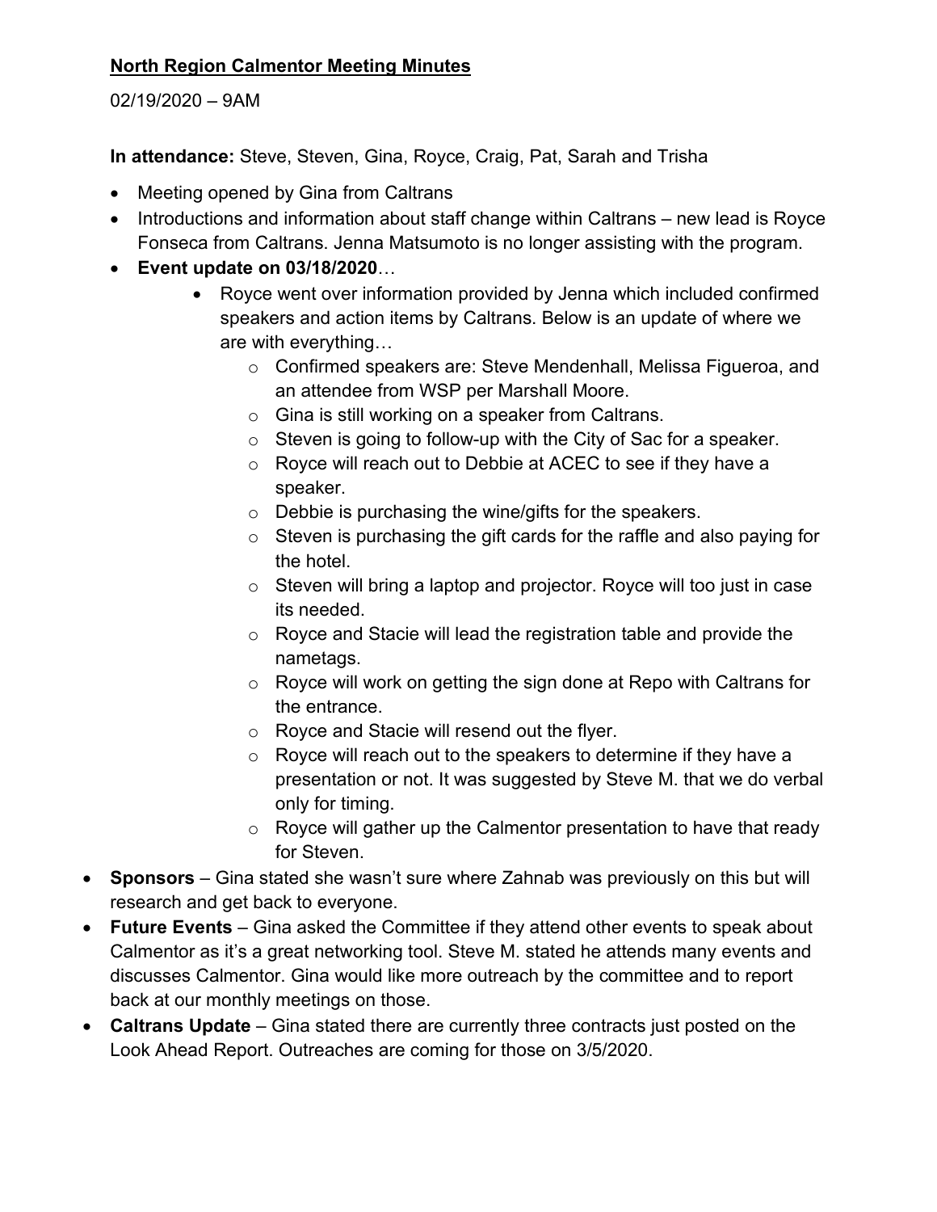**North Region Calmentor Meeting Minutes**

02/19/2020 – 9AM

**In attendance:** Steve, Steven, Gina, Royce, Craig, Pat, Sarah and Trisha

- Meeting opened by Gina from Caltrans
- Introductions and information about staff change within Caltrans – new lead is Royce Fonseca from Caltrans. Jenna Matsumoto is no longer assisting with the program.
- **Event update on 03/18/2020**…
    - Royce went over information provided by Jenna which included confirmed speakers and action items by Caltrans. Below is an update of where we are with everything…
        - Confirmed speakers are: Steve Mendenhall, Melissa Figueroa, and an attendee from WSP per Marshall Moore.
        - Gina is still working on a speaker from Caltrans.
        - Steven is going to follow-up with the City of Sac for a speaker.
        - Royce will reach out to Debbie at ACEC to see if they have a speaker.
        - Debbie is purchasing the wine/gifts for the speakers.
        - Steven is purchasing the gift cards for the raffle and also paying for the hotel.
        - Steven will bring a laptop and projector. Royce will too just in case its needed.
        - Royce and Stacie will lead the registration table and provide the nametags.
        - Royce will work on getting the sign done at Repo with Caltrans for the entrance.
        - Royce and Stacie will resend out the flyer.
        - Royce will reach out to the speakers to determine if they have a presentation or not. It was suggested by Steve M. that we do verbal only for timing.
        - Royce will gather up the Calmentor presentation to have that ready for Steven.
- **Sponsors** – Gina stated she wasn't sure where Zahnab was previously on this but will research and get back to everyone.
- **Future Events** – Gina asked the Committee if they attend other events to speak about Calmentor as it's a great networking tool. Steve M. stated he attends many events and discusses Calmentor. Gina would like more outreach by the committee and to report back at our monthly meetings on those.
- **Caltrans Update** – Gina stated there are currently three contracts just posted on the Look Ahead Report. Outreaches are coming for those on 3/5/2020.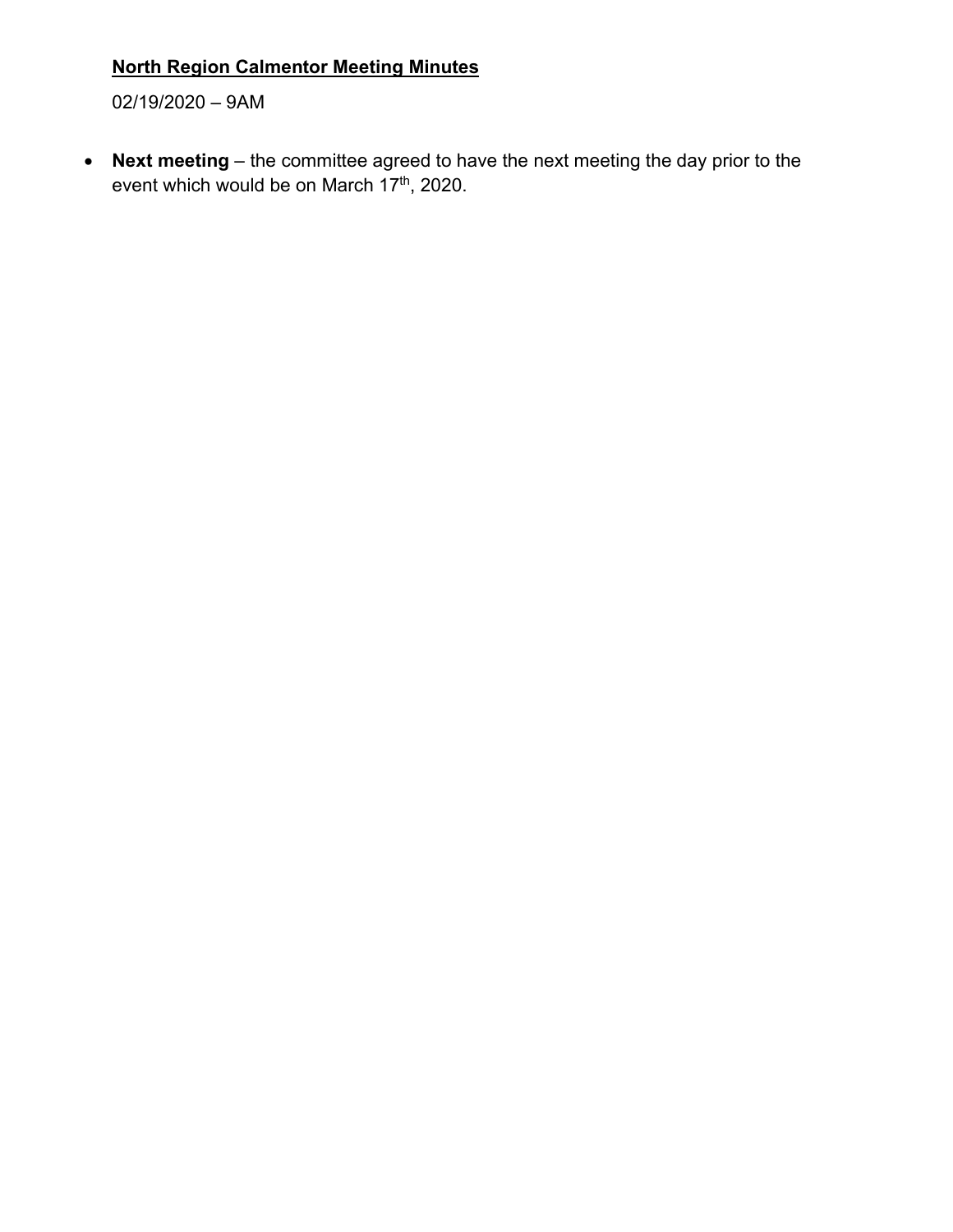**<u>North Region Calmentor Meeting Minutes</u>**

02/19/2020 – 9AM

- **Next meeting** – the committee agreed to have the next meeting the day prior to the event which would be on March 17th, 2020.